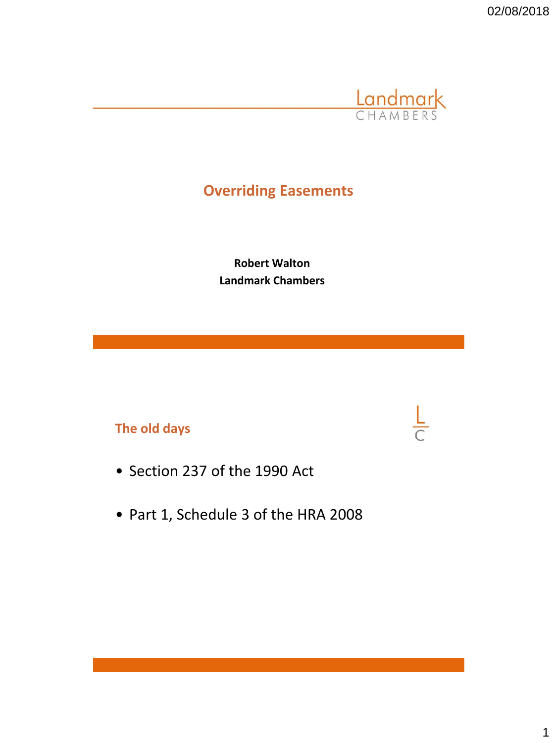# Overriding Easements

**Robert Walton**
**Landmark Chambers**

## The old days

- Section 237 of the 1990 Act
- Part 1, Schedule 3 of the HRA 2008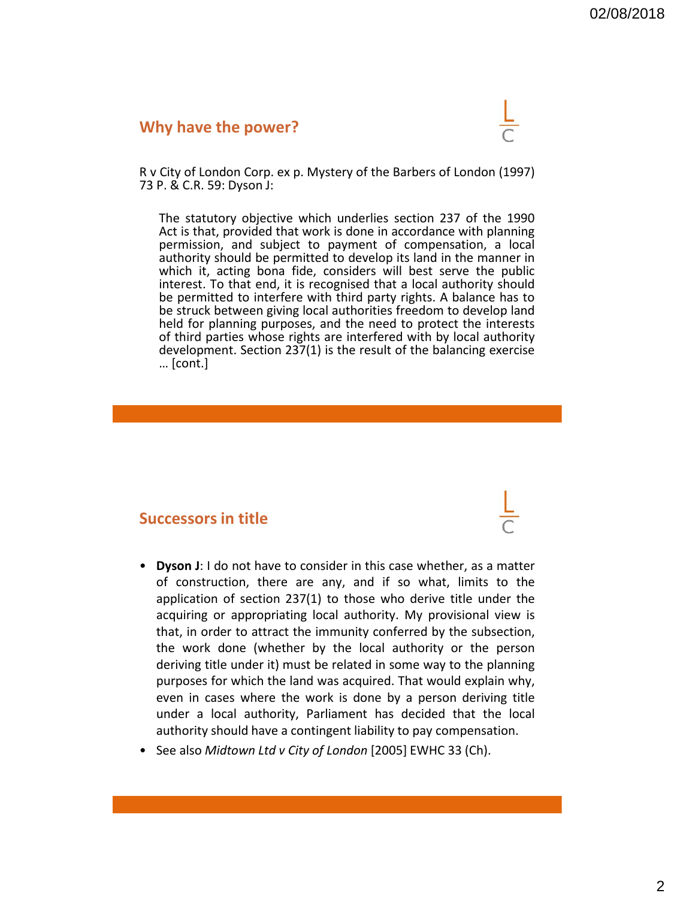## Why have the power?

R v City of London Corp. ex p. Mystery of the Barbers of London (1997) 73 P. & C.R. 59: Dyson J:

> The statutory objective which underlies section 237 of the 1990 Act is that, provided that work is done in accordance with planning permission, and subject to payment of compensation, a local authority should be permitted to develop its land in the manner in which it, acting bona fide, considers will best serve the public interest. To that end, it is recognised that a local authority should be permitted to interfere with third party rights. A balance has to be struck between giving local authorities freedom to develop land held for planning purposes, and the need to protect the interests of third parties whose rights are interfered with by local authority development. Section 237(1) is the result of the balancing exercise … [cont.]

## Successors in title

- **Dyson J**: I do not have to consider in this case whether, as a matter of construction, there are any, and if so what, limits to the application of section 237(1) to those who derive title under the acquiring or appropriating local authority. My provisional view is that, in order to attract the immunity conferred by the subsection, the work done (whether by the local authority or the person deriving title under it) must be related in some way to the planning purposes for which the land was acquired. That would explain why, even in cases where the work is done by a person deriving title under a local authority, Parliament has decided that the local authority should have a contingent liability to pay compensation.
- See also *Midtown Ltd v City of London* [2005] EWHC 33 (Ch).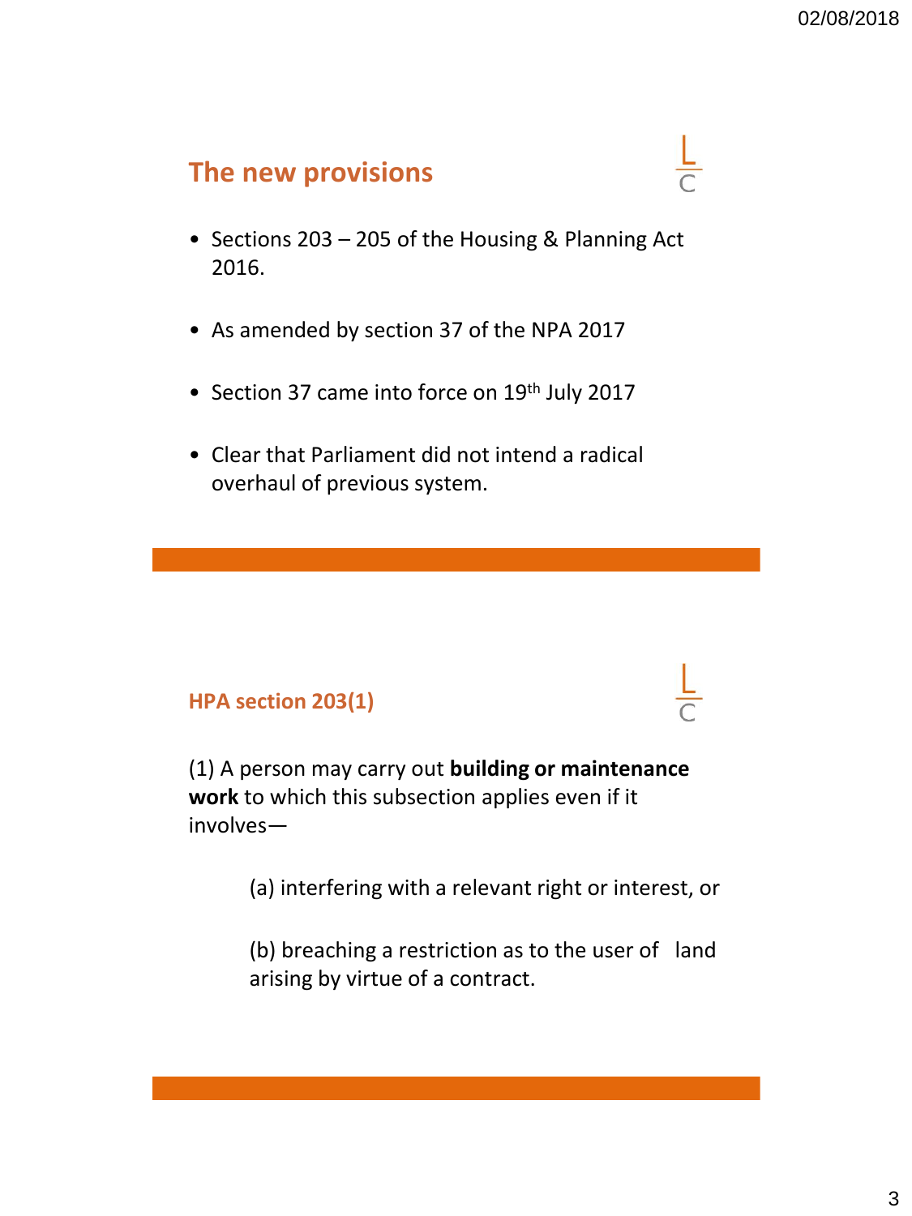## The new provisions

- Sections 203 – 205 of the Housing & Planning Act 2016.
- As amended by section 37 of the NPA 2017
- Section 37 came into force on 19th July 2017
- Clear that Parliament did not intend a radical overhaul of previous system.

## HPA section 203(1)

(1) A person may carry out **building or maintenance work** to which this subsection applies even if it involves—

(a) interfering with a relevant right or interest, or

(b) breaching a restriction as to the user of land arising by virtue of a contract.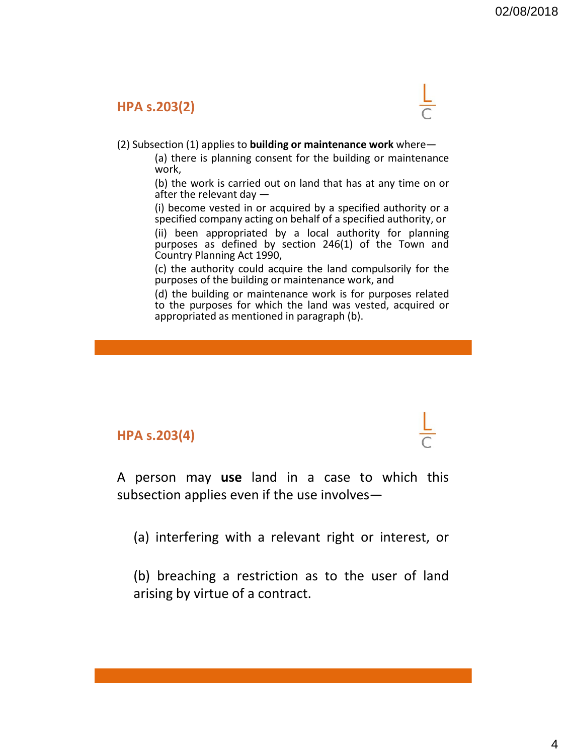## HPA s.203(2)

(2) Subsection (1) applies to **building or maintenance work** where—

(a) there is planning consent for the building or maintenance work,

(b) the work is carried out on land that has at any time on or after the relevant day —

(i) become vested in or acquired by a specified authority or a specified company acting on behalf of a specified authority, or

(ii) been appropriated by a local authority for planning purposes as defined by section 246(1) of the Town and Country Planning Act 1990,

(c) the authority could acquire the land compulsorily for the purposes of the building or maintenance work, and

(d) the building or maintenance work is for purposes related to the purposes for which the land was vested, acquired or appropriated as mentioned in paragraph (b).

## HPA s.203(4)

A person may **use** land in a case to which this subsection applies even if the use involves—

(a) interfering with a relevant right or interest, or

(b) breaching a restriction as to the user of land arising by virtue of a contract.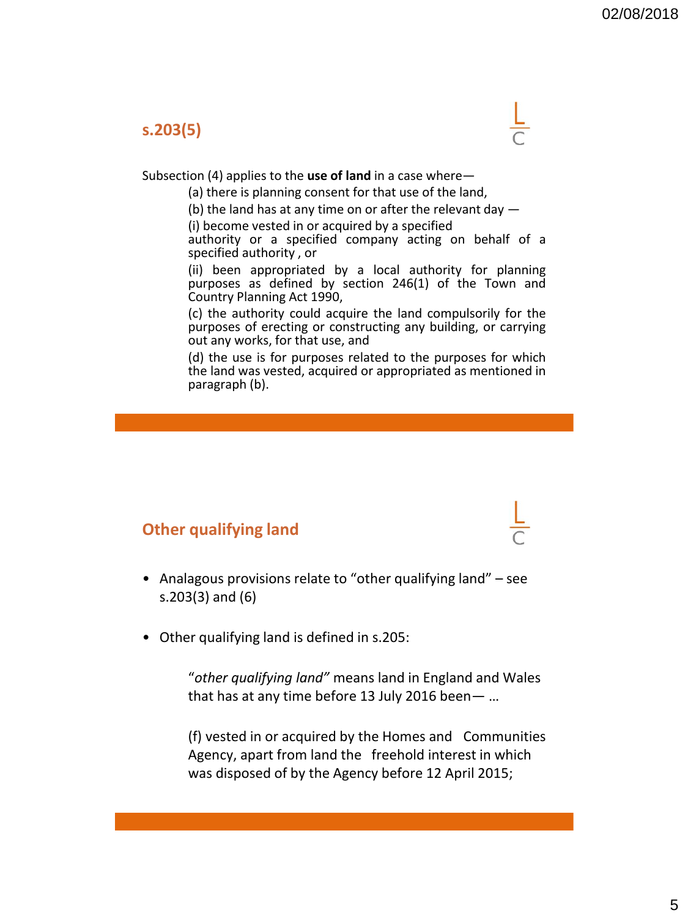## s.203(5)

Subsection (4) applies to the **use of land** in a case where—

(a) there is planning consent for that use of the land,

(b) the land has at any time on or after the relevant day —

(i) become vested in or acquired by a specified authority or a specified company acting on behalf of a specified authority , or

(ii) been appropriated by a local authority for planning purposes as defined by section 246(1) of the Town and Country Planning Act 1990,

(c) the authority could acquire the land compulsorily for the purposes of erecting or constructing any building, or carrying out any works, for that use, and

(d) the use is for purposes related to the purposes for which the land was vested, acquired or appropriated as mentioned in paragraph (b).

## Other qualifying land

- Analagous provisions relate to "other qualifying land" – see s.203(3) and (6)
- Other qualifying land is defined in s.205:

"*other qualifying land"* means land in England and Wales that has at any time before 13 July 2016 been— …

(f) vested in or acquired by the Homes and Communities Agency, apart from land the freehold interest in which was disposed of by the Agency before 12 April 2015;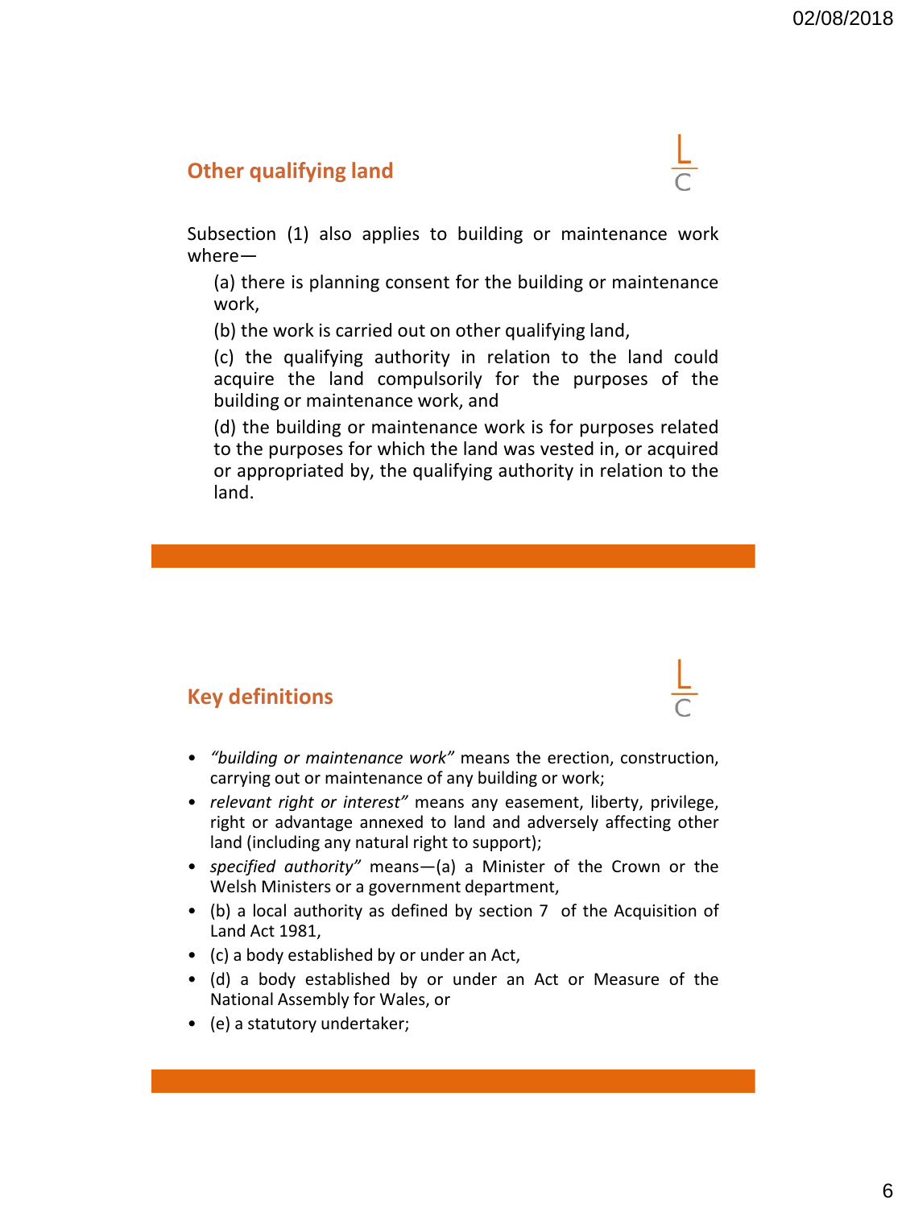## Other qualifying land

Subsection (1) also applies to building or maintenance work where—

(a) there is planning consent for the building or maintenance work,

(b) the work is carried out on other qualifying land,

(c) the qualifying authority in relation to the land could acquire the land compulsorily for the purposes of the building or maintenance work, and

(d) the building or maintenance work is for purposes related to the purposes for which the land was vested in, or acquired or appropriated by, the qualifying authority in relation to the land.

## Key definitions

- *"building or maintenance work"* means the erection, construction, carrying out or maintenance of any building or work;
- *relevant right or interest"* means any easement, liberty, privilege, right or advantage annexed to land and adversely affecting other land (including any natural right to support);
- *specified authority"* means—(a) a Minister of the Crown or the Welsh Ministers or a government department,
- (b) a local authority as defined by section 7 of the Acquisition of Land Act 1981,
- (c) a body established by or under an Act,
- (d) a body established by or under an Act or Measure of the National Assembly for Wales, or
- (e) a statutory undertaker;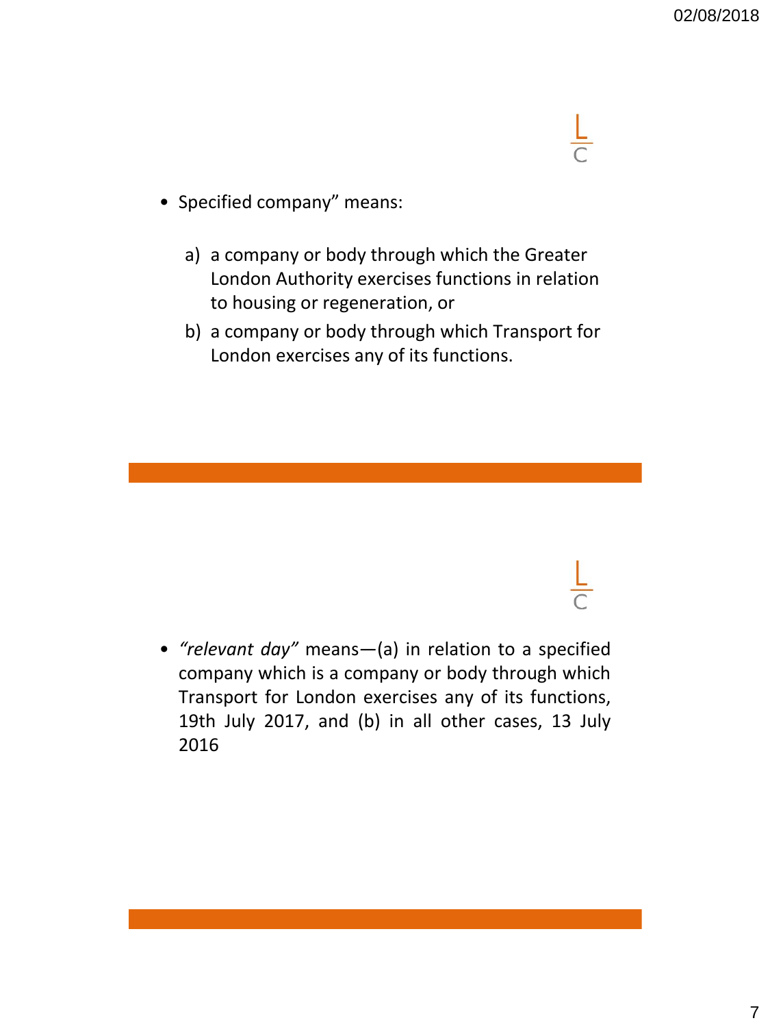- Specified company" means:

  a) a company or body through which the Greater London Authority exercises functions in relation to housing or regeneration, or
  b) a company or body through which Transport for London exercises any of its functions.

- *"relevant day"* means—(a) in relation to a specified company which is a company or body through which Transport for London exercises any of its functions, 19th July 2017, and (b) in all other cases, 13 July 2016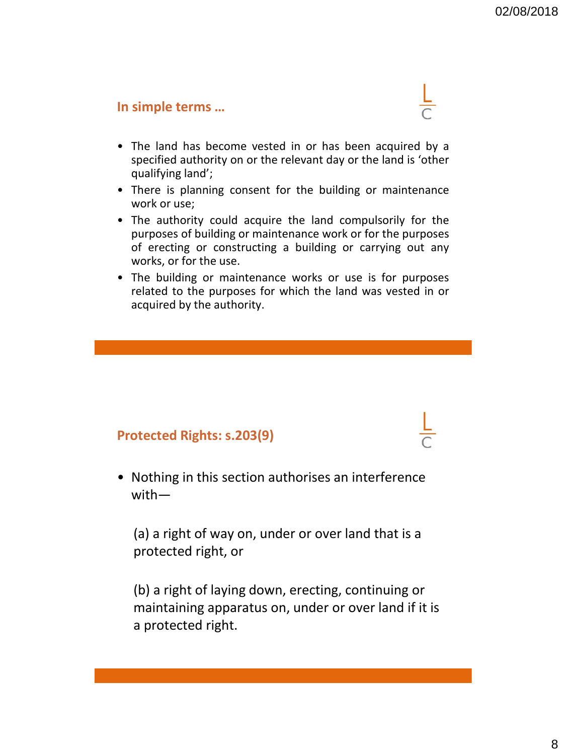## In simple terms …

- The land has become vested in or has been acquired by a specified authority on or the relevant day or the land is 'other qualifying land';
- There is planning consent for the building or maintenance work or use;
- The authority could acquire the land compulsorily for the purposes of building or maintenance work or for the purposes of erecting or constructing a building or carrying out any works, or for the use.
- The building or maintenance works or use is for purposes related to the purposes for which the land was vested in or acquired by the authority.

## Protected Rights: s.203(9)

- Nothing in this section authorises an interference with—

  (a) a right of way on, under or over land that is a protected right, or

  (b) a right of laying down, erecting, continuing or maintaining apparatus on, under or over land if it is a protected right.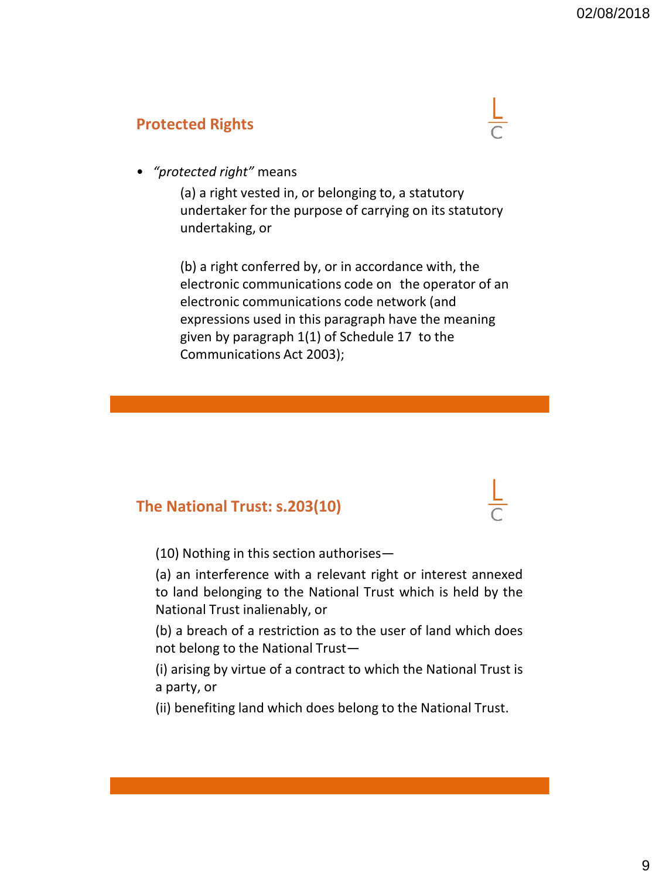## Protected Rights

- *"protected right"* means

  (a) a right vested in, or belonging to, a statutory undertaker for the purpose of carrying on its statutory undertaking, or

  (b) a right conferred by, or in accordance with, the electronic communications code on the operator of an electronic communications code network (and expressions used in this paragraph have the meaning given by paragraph 1(1) of Schedule 17 to the Communications Act 2003);

## The National Trust: s.203(10)

(10) Nothing in this section authorises—

(a) an interference with a relevant right or interest annexed to land belonging to the National Trust which is held by the National Trust inalienably, or

(b) a breach of a restriction as to the user of land which does not belong to the National Trust—

(i) arising by virtue of a contract to which the National Trust is a party, or

(ii) benefiting land which does belong to the National Trust.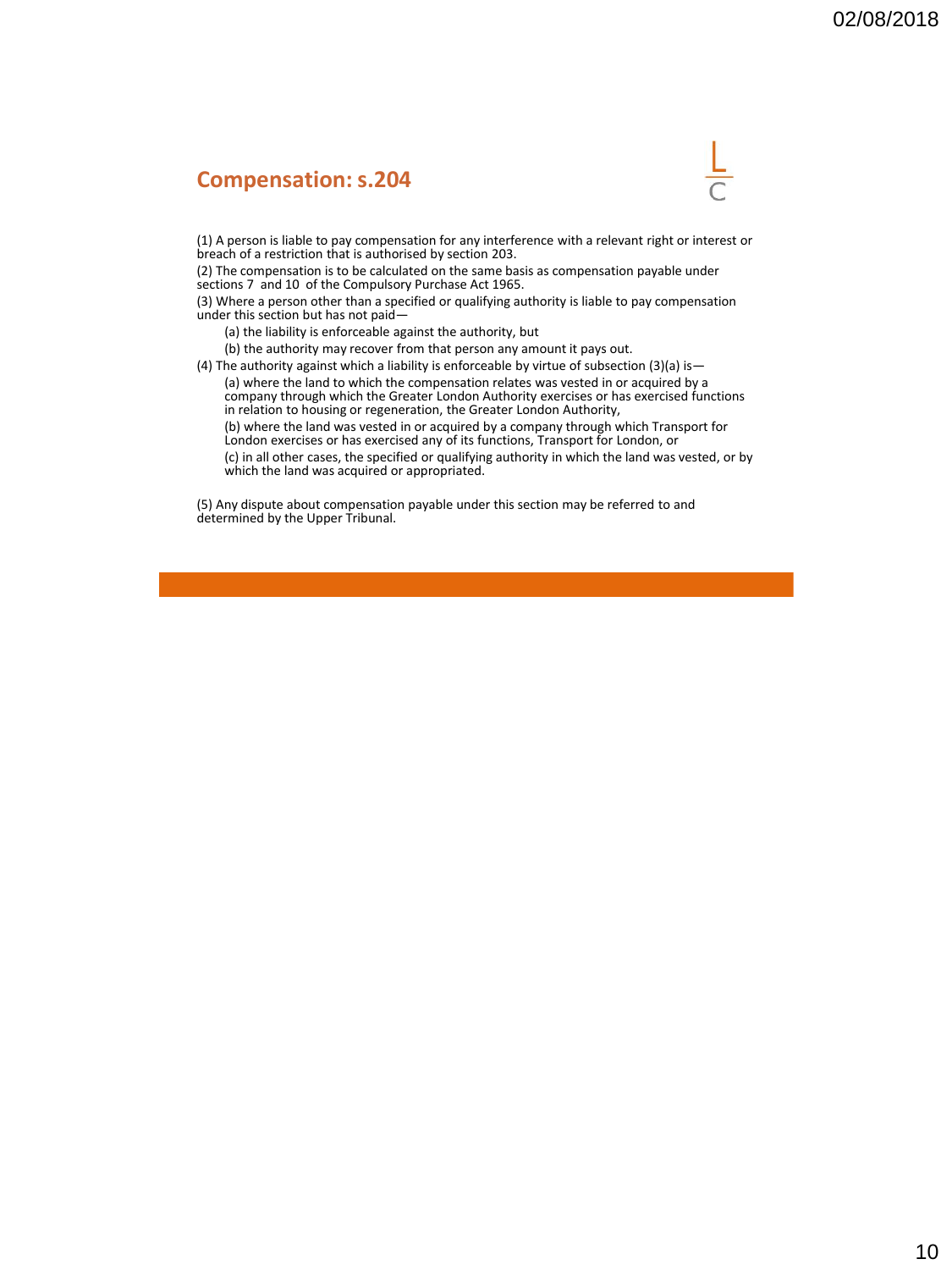## Compensation: s.204

(1) A person is liable to pay compensation for any interference with a relevant right or interest or breach of a restriction that is authorised by section 203.

(2) The compensation is to be calculated on the same basis as compensation payable under sections 7 and 10 of the Compulsory Purchase Act 1965.

(3) Where a person other than a specified or qualifying authority is liable to pay compensation under this section but has not paid—

(a) the liability is enforceable against the authority, but

(b) the authority may recover from that person any amount it pays out.

(4) The authority against which a liability is enforceable by virtue of subsection (3)(a) is—

(a) where the land to which the compensation relates was vested in or acquired by a company through which the Greater London Authority exercises or has exercised functions in relation to housing or regeneration, the Greater London Authority,

(b) where the land was vested in or acquired by a company through which Transport for London exercises or has exercised any of its functions, Transport for London, or

(c) in all other cases, the specified or qualifying authority in which the land was vested, or by which the land was acquired or appropriated.

(5) Any dispute about compensation payable under this section may be referred to and determined by the Upper Tribunal.